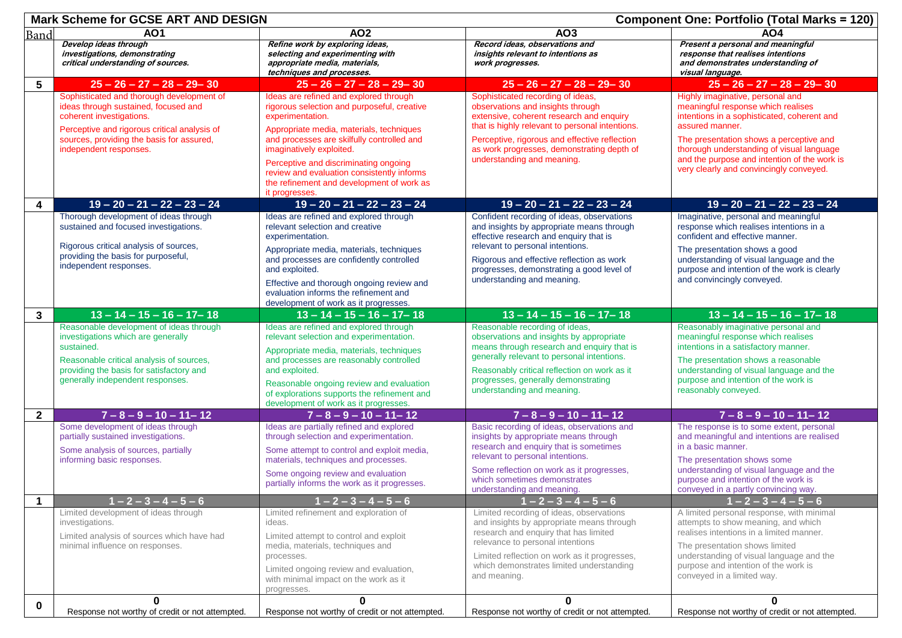**Mark Scheme for GCSE ART AND DESIGN** — **Component One: Portfolio (Total Marks = 120)**

| Band | AO1 | AO2 | AO3 | AO4 |
|---|---|---|---|---|
| | ***Develop ideas through investigations, demonstrating critical understanding of sources.*** | ***Refine work by exploring ideas, selecting and experimenting with appropriate media, materials, techniques and processes.*** | ***Record ideas, observations and insights relevant to intentions as work progresses.*** | ***Present a personal and meaningful response that realises intentions and demonstrates understanding of visual language.*** |
| **5** | **25 – 26 – 27 – 28 – 29– 30** | **25 – 26 – 27 – 28 – 29– 30** | **25 – 26 – 27 – 28 – 29– 30** | **25 – 26 – 27 – 28 – 29– 30** |
| | Sophisticated and thorough development of ideas through sustained, focused and coherent investigations.<br>Perceptive and rigorous critical analysis of sources, providing the basis for assured, independent responses. | Ideas are refined and explored through rigorous selection and purposeful, creative experimentation.<br>Appropriate media, materials, techniques and processes are skilfully controlled and imaginatively exploited.<br>Perceptive and discriminating ongoing review and evaluation consistently informs the refinement and development of work as it progresses. | Sophisticated recording of ideas, observations and insights through extensive, coherent research and enquiry that is highly relevant to personal intentions.<br>Perceptive, rigorous and effective reflection as work progresses, demonstrating depth of understanding and meaning. | Highly imaginative, personal and meaningful response which realises intentions in a sophisticated, coherent and assured manner.<br>The presentation shows a perceptive and thorough understanding of visual language and the purpose and intention of the work is very clearly and convincingly conveyed. |
| **4** | **19 – 20 – 21 – 22 – 23 – 24** | **19 – 20 – 21 – 22 – 23 – 24** | **19 – 20 – 21 – 22 – 23 – 24** | **19 – 20 – 21 – 22 – 23 – 24** |
| | Thorough development of ideas through sustained and focused investigations.<br>Rigorous critical analysis of sources, providing the basis for purposeful, independent responses. | Ideas are refined and explored through relevant selection and creative experimentation.<br>Appropriate media, materials, techniques and processes are confidently controlled and exploited.<br>Effective and thorough ongoing review and evaluation informs the refinement and development of work as it progresses. | Confident recording of ideas, observations and insights by appropriate means through effective research and enquiry that is relevant to personal intentions.<br>Rigorous and effective reflection as work progresses, demonstrating a good level of understanding and meaning. | Imaginative, personal and meaningful response which realises intentions in a confident and effective manner.<br>The presentation shows a good understanding of visual language and the purpose and intention of the work is clearly and convincingly conveyed. |
| **3** | **13 – 14 – 15 – 16 – 17– 18** | **13 – 14 – 15 – 16 – 17– 18** | **13 – 14 – 15 – 16 – 17– 18** | **13 – 14 – 15 – 16 – 17– 18** |
| | Reasonable development of ideas through investigations which are generally sustained.<br>Reasonable critical analysis of sources, providing the basis for satisfactory and generally independent responses. | Ideas are refined and explored through relevant selection and experimentation.<br>Appropriate media, materials, techniques and processes are reasonably controlled and exploited.<br>Reasonable ongoing review and evaluation of explorations supports the refinement and development of work as it progresses. | Reasonable recording of ideas, observations and insights by appropriate means through research and enquiry that is generally relevant to personal intentions.<br>Reasonably critical reflection on work as it progresses, generally demonstrating understanding and meaning. | Reasonably imaginative personal and meaningful response which realises intentions in a satisfactory manner.<br>The presentation shows a reasonable understanding of visual language and the purpose and intention of the work is reasonably conveyed. |
| **2** | **7 – 8 – 9 – 10 – 11– 12** | **7 – 8 – 9 – 10 – 11– 12** | **7 – 8 – 9 – 10 – 11– 12** | **7 – 8 – 9 – 10 – 11– 12** |
| | Some development of ideas through partially sustained investigations.<br>Some analysis of sources, partially informing basic responses. | Ideas are partially refined and explored through selection and experimentation.<br>Some attempt to control and exploit media, materials, techniques and processes.<br>Some ongoing review and evaluation partially informs the work as it progresses. | Basic recording of ideas, observations and insights by appropriate means through research and enquiry that is sometimes relevant to personal intentions.<br>Some reflection on work as it progresses, which sometimes demonstrates understanding and meaning. | The response is to some extent, personal and meaningful and intentions are realised in a basic manner.<br>The presentation shows some understanding of visual language and the purpose and intention of the work is conveyed in a partly convincing way. |
| **1** | **1 – 2 – 3 – 4 – 5 – 6** | **1 – 2 – 3 – 4 – 5 – 6** | **1 – 2 – 3 – 4 – 5 – 6** | **1 – 2 – 3 – 4 – 5 – 6** |
| | Limited development of ideas through investigations.<br>Limited analysis of sources which have had minimal influence on responses. | Limited refinement and exploration of ideas.<br>Limited attempt to control and exploit media, materials, techniques and processes.<br>Limited ongoing review and evaluation, with minimal impact on the work as it progresses. | Limited recording of ideas, observations and insights by appropriate means through research and enquiry that has limited relevance to personal intentions<br>Limited reflection on work as it progresses, which demonstrates limited understanding and meaning. | A limited personal response, with minimal attempts to show meaning, and which realises intentions in a limited manner.<br>The presentation shows limited understanding of visual language and the purpose and intention of the work is conveyed in a limited way. |
| **0** | **0**<br>Response not worthy of credit or not attempted. | **0**<br>Response not worthy of credit or not attempted. | **0**<br>Response not worthy of credit or not attempted. | **0**<br>Response not worthy of credit or not attempted. |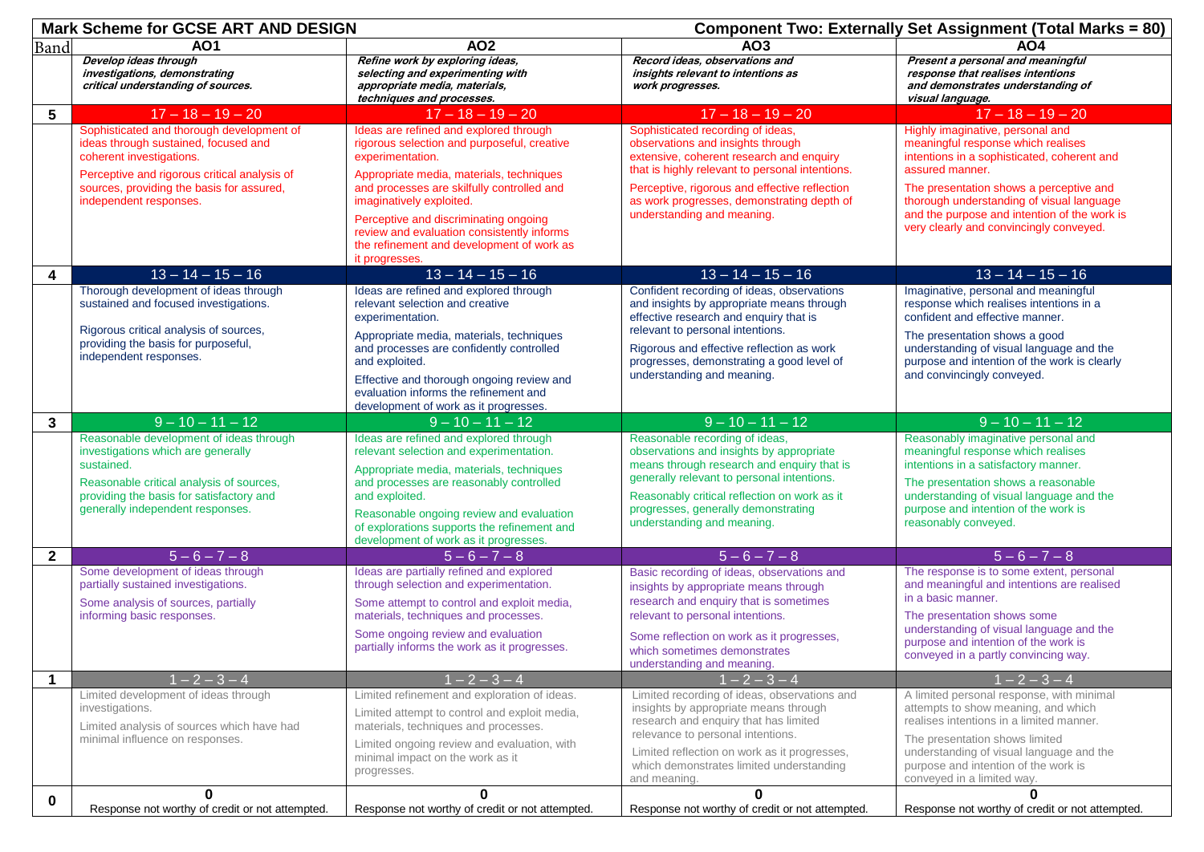**Mark Scheme for GCSE ART AND DESIGN** — **Component Two: Externally Set Assignment (Total Marks = 80)**

| Band | AO1 | AO2 | AO3 | AO4 |
|---|---|---|---|---|
| | ***Develop ideas through investigations, demonstrating critical understanding of sources.*** | ***Refine work by exploring ideas, selecting and experimenting with appropriate media, materials, techniques and processes.*** | ***Record ideas, observations and insights relevant to intentions as work progresses.*** | ***Present a personal and meaningful response that realises intentions and demonstrates understanding of visual language.*** |
| **5** | 17 – 18 – 19 – 20 | 17 – 18 – 19 – 20 | 17 – 18 – 19 – 20 | 17 – 18 – 19 – 20 |
| | Sophisticated and thorough development of ideas through sustained, focused and coherent investigations.<br><br>Perceptive and rigorous critical analysis of sources, providing the basis for assured, independent responses. | Ideas are refined and explored through rigorous selection and purposeful, creative experimentation.<br><br>Appropriate media, materials, techniques and processes are skilfully controlled and imaginatively exploited.<br><br>Perceptive and discriminating ongoing review and evaluation consistently informs the refinement and development of work as it progresses. | Sophisticated recording of ideas, observations and insights through extensive, coherent research and enquiry that is highly relevant to personal intentions.<br><br>Perceptive, rigorous and effective reflection as work progresses, demonstrating depth of understanding and meaning. | Highly imaginative, personal and meaningful response which realises intentions in a sophisticated, coherent and assured manner.<br><br>The presentation shows a perceptive and thorough understanding of visual language and the purpose and intention of the work is very clearly and convincingly conveyed. |
| **4** | 13 – 14 – 15 – 16 | 13 – 14 – 15 – 16 | 13 – 14 – 15 – 16 | 13 – 14 – 15 – 16 |
| | Thorough development of ideas through sustained and focused investigations.<br><br>Rigorous critical analysis of sources, providing the basis for purposeful, independent responses. | Ideas are refined and explored through relevant selection and creative experimentation.<br><br>Appropriate media, materials, techniques and processes are confidently controlled and exploited.<br><br>Effective and thorough ongoing review and evaluation informs the refinement and development of work as it progresses. | Confident recording of ideas, observations and insights by appropriate means through effective research and enquiry that is relevant to personal intentions.<br><br>Rigorous and effective reflection as work progresses, demonstrating a good level of understanding and meaning. | Imaginative, personal and meaningful response which realises intentions in a confident and effective manner.<br><br>The presentation shows a good understanding of visual language and the purpose and intention of the work is clearly and convincingly conveyed. |
| **3** | 9 – 10 – 11 – 12 | 9 – 10 – 11 – 12 | 9 – 10 – 11 – 12 | 9 – 10 – 11 – 12 |
| | Reasonable development of ideas through investigations which are generally sustained.<br><br>Reasonable critical analysis of sources, providing the basis for satisfactory and generally independent responses. | Ideas are refined and explored through relevant selection and experimentation.<br><br>Appropriate media, materials, techniques and processes are reasonably controlled and exploited.<br><br>Reasonable ongoing review and evaluation of explorations supports the refinement and development of work as it progresses. | Reasonable recording of ideas, observations and insights by appropriate means through research and enquiry that is generally relevant to personal intentions.<br><br>Reasonably critical reflection on work as it progresses, generally demonstrating understanding and meaning. | Reasonably imaginative personal and meaningful response which realises intentions in a satisfactory manner.<br><br>The presentation shows a reasonable understanding of visual language and the purpose and intention of the work is reasonably conveyed. |
| **2** | 5 – 6 – 7 – 8 | 5 – 6 – 7 – 8 | 5 – 6 – 7 – 8 | 5 – 6 – 7 – 8 |
| | Some development of ideas through partially sustained investigations.<br><br>Some analysis of sources, partially informing basic responses. | Ideas are partially refined and explored through selection and experimentation.<br><br>Some attempt to control and exploit media, materials, techniques and processes.<br><br>Some ongoing review and evaluation partially informs the work as it progresses. | Basic recording of ideas, observations and insights by appropriate means through research and enquiry that is sometimes relevant to personal intentions.<br><br>Some reflection on work as it progresses, which sometimes demonstrates understanding and meaning. | The response is to some extent, personal and meaningful and intentions are realised in a basic manner.<br><br>The presentation shows some understanding of visual language and the purpose and intention of the work is conveyed in a partly convincing way. |
| **1** | 1 – 2 – 3 – 4 | 1 – 2 – 3 – 4 | 1 – 2 – 3 – 4 | 1 – 2 – 3 – 4 |
| | Limited development of ideas through investigations.<br><br>Limited analysis of sources which have had minimal influence on responses. | Limited refinement and exploration of ideas.<br><br>Limited attempt to control and exploit media, materials, techniques and processes.<br><br>Limited ongoing review and evaluation, with minimal impact on the work as it progresses. | Limited recording of ideas, observations and insights by appropriate means through research and enquiry that has had limited relevance to personal intentions.<br><br>Limited reflection on work as it progresses, which demonstrates limited understanding and meaning. | A limited personal response, with minimal attempts to show meaning, and which realises intentions in a limited manner.<br><br>The presentation shows limited understanding of visual language and the purpose and intention of the work is conveyed in a limited way. |
| **0** | **0**<br>Response not worthy of credit or not attempted. | **0**<br>Response not worthy of credit or not attempted. | **0**<br>Response not worthy of credit or not attempted. | **0**<br>Response not worthy of credit or not attempted. |